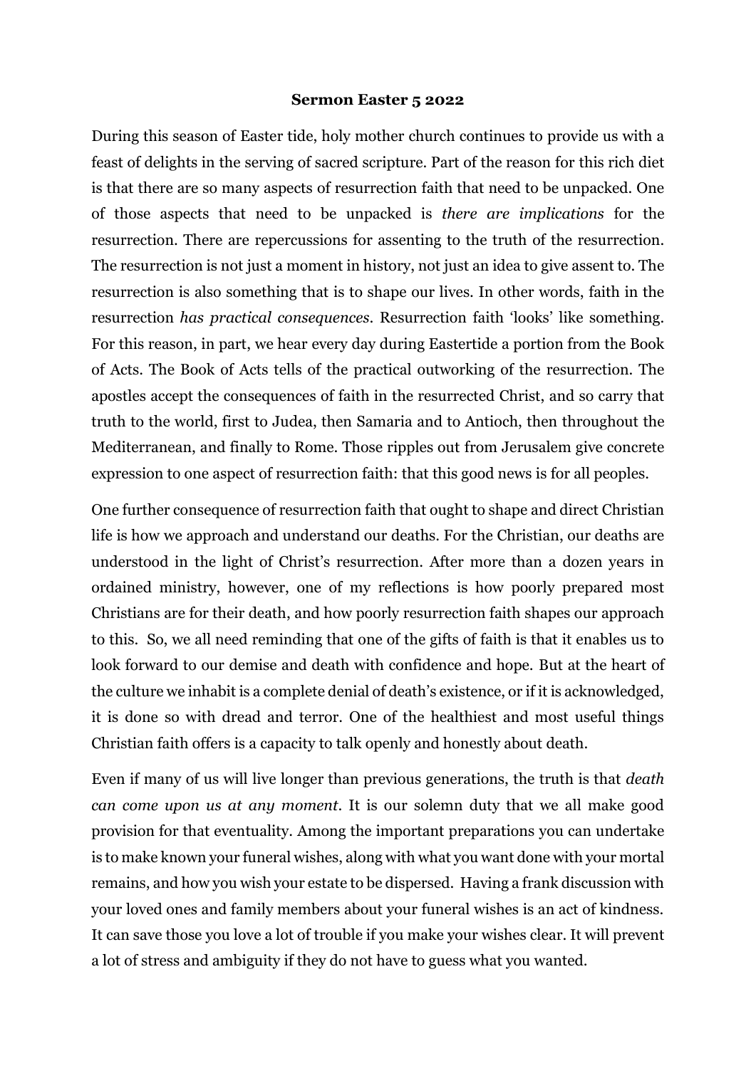**Sermon Easter 5 2022**

During this season of Easter tide, holy mother church continues to provide us with a feast of delights in the serving of sacred scripture. Part of the reason for this rich diet is that there are so many aspects of resurrection faith that need to be unpacked. One of those aspects that need to be unpacked is *there are implications* for the resurrection. There are repercussions for assenting to the truth of the resurrection. The resurrection is not just a moment in history, not just an idea to give assent to. The resurrection is also something that is to shape our lives. In other words, faith in the resurrection *has practical consequences*. Resurrection faith 'looks' like something. For this reason, in part, we hear every day during Eastertide a portion from the Book of Acts. The Book of Acts tells of the practical outworking of the resurrection. The apostles accept the consequences of faith in the resurrected Christ, and so carry that truth to the world, first to Judea, then Samaria and to Antioch, then throughout the Mediterranean, and finally to Rome. Those ripples out from Jerusalem give concrete expression to one aspect of resurrection faith: that this good news is for all peoples.

One further consequence of resurrection faith that ought to shape and direct Christian life is how we approach and understand our deaths. For the Christian, our deaths are understood in the light of Christ's resurrection. After more than a dozen years in ordained ministry, however, one of my reflections is how poorly prepared most Christians are for their death, and how poorly resurrection faith shapes our approach to this. So, we all need reminding that one of the gifts of faith is that it enables us to look forward to our demise and death with confidence and hope. But at the heart of the culture we inhabit is a complete denial of death's existence, or if it is acknowledged, it is done so with dread and terror. One of the healthiest and most useful things Christian faith offers is a capacity to talk openly and honestly about death.

Even if many of us will live longer than previous generations, the truth is that *death can come upon us at any moment*. It is our solemn duty that we all make good provision for that eventuality. Among the important preparations you can undertake is to make known your funeral wishes, along with what you want done with your mortal remains, and how you wish your estate to be dispersed. Having a frank discussion with your loved ones and family members about your funeral wishes is an act of kindness. It can save those you love a lot of trouble if you make your wishes clear. It will prevent a lot of stress and ambiguity if they do not have to guess what you wanted.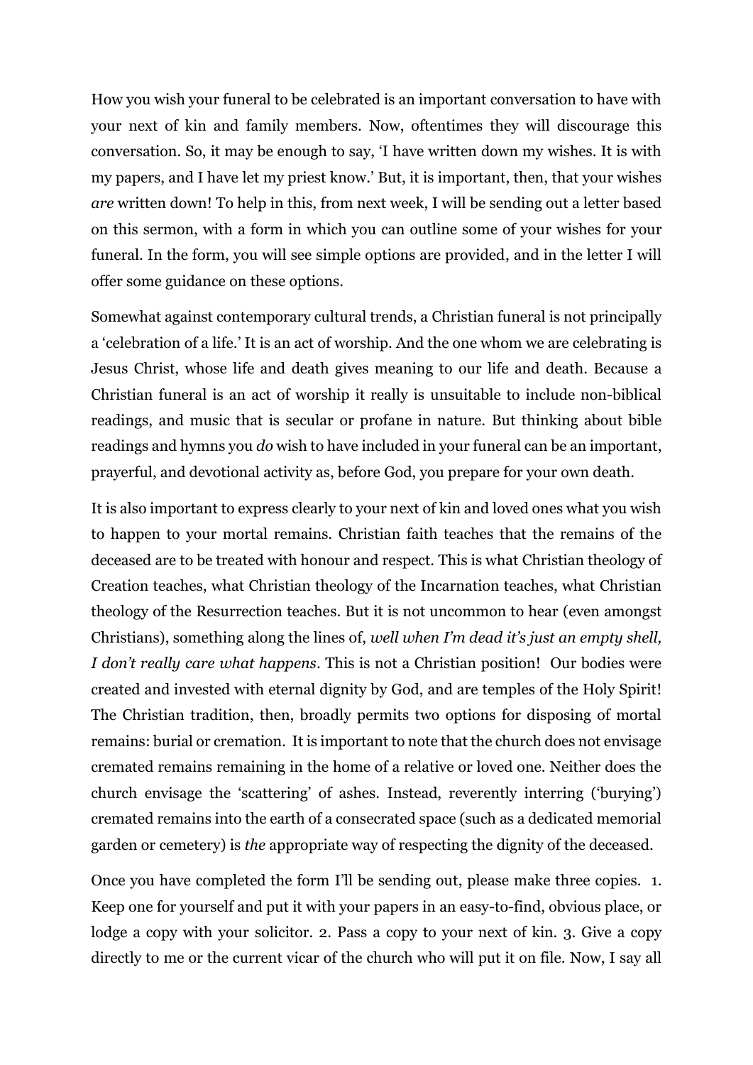How you wish your funeral to be celebrated is an important conversation to have with your next of kin and family members. Now, oftentimes they will discourage this conversation. So, it may be enough to say, 'I have written down my wishes. It is with my papers, and I have let my priest know.' But, it is important, then, that your wishes *are* written down! To help in this, from next week, I will be sending out a letter based on this sermon, with a form in which you can outline some of your wishes for your funeral. In the form, you will see simple options are provided, and in the letter I will offer some guidance on these options.

Somewhat against contemporary cultural trends, a Christian funeral is not principally a 'celebration of a life.' It is an act of worship. And the one whom we are celebrating is Jesus Christ, whose life and death gives meaning to our life and death. Because a Christian funeral is an act of worship it really is unsuitable to include non-biblical readings, and music that is secular or profane in nature. But thinking about bible readings and hymns you *do* wish to have included in your funeral can be an important, prayerful, and devotional activity as, before God, you prepare for your own death.

It is also important to express clearly to your next of kin and loved ones what you wish to happen to your mortal remains. Christian faith teaches that the remains of the deceased are to be treated with honour and respect. This is what Christian theology of Creation teaches, what Christian theology of the Incarnation teaches, what Christian theology of the Resurrection teaches. But it is not uncommon to hear (even amongst Christians), something along the lines of, *well when I'm dead it's just an empty shell, I don't really care what happens*. This is not a Christian position! Our bodies were created and invested with eternal dignity by God, and are temples of the Holy Spirit! The Christian tradition, then, broadly permits two options for disposing of mortal remains: burial or cremation. It is important to note that the church does not envisage cremated remains remaining in the home of a relative or loved one. Neither does the church envisage the 'scattering' of ashes. Instead, reverently interring ('burying') cremated remains into the earth of a consecrated space (such as a dedicated memorial garden or cemetery) is *the* appropriate way of respecting the dignity of the deceased.

Once you have completed the form I'll be sending out, please make three copies. 1. Keep one for yourself and put it with your papers in an easy-to-find, obvious place, or lodge a copy with your solicitor. 2. Pass a copy to your next of kin. 3. Give a copy directly to me or the current vicar of the church who will put it on file. Now, I say all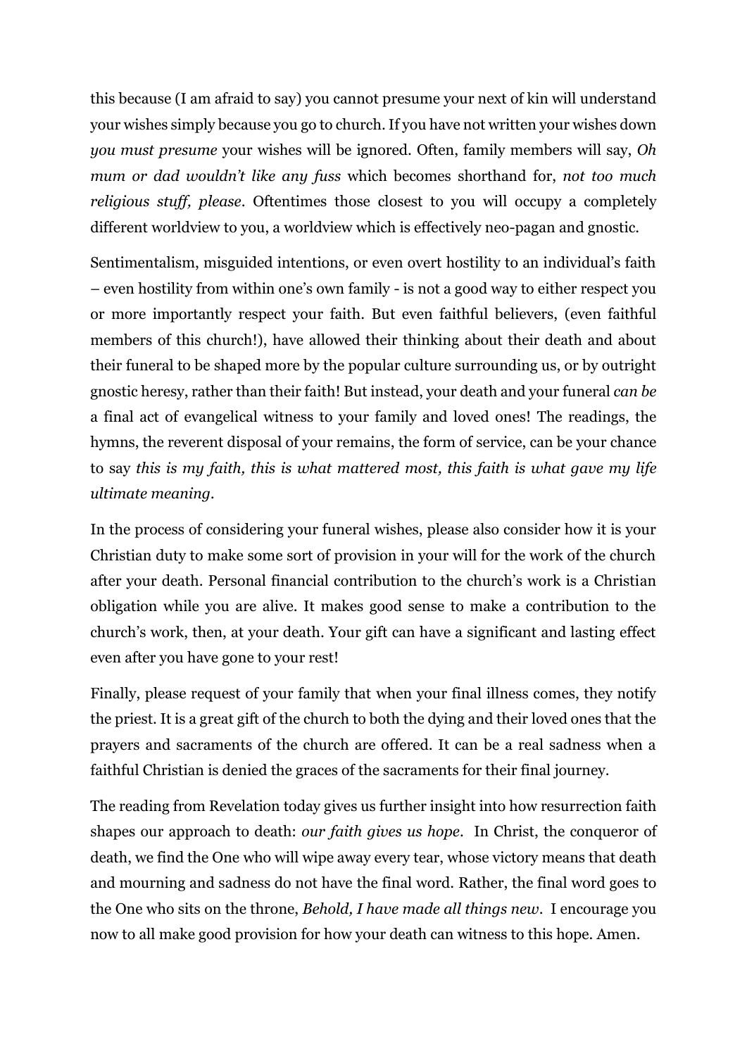this because (I am afraid to say) you cannot presume your next of kin will understand your wishes simply because you go to church. If you have not written your wishes down *you must presume* your wishes will be ignored. Often, family members will say, *Oh mum or dad wouldn't like any fuss* which becomes shorthand for, *not too much religious stuff, please*. Oftentimes those closest to you will occupy a completely different worldview to you, a worldview which is effectively neo-pagan and gnostic.

Sentimentalism, misguided intentions, or even overt hostility to an individual's faith – even hostility from within one's own family - is not a good way to either respect you or more importantly respect your faith. But even faithful believers, (even faithful members of this church!), have allowed their thinking about their death and about their funeral to be shaped more by the popular culture surrounding us, or by outright gnostic heresy, rather than their faith! But instead, your death and your funeral *can be* a final act of evangelical witness to your family and loved ones! The readings, the hymns, the reverent disposal of your remains, the form of service, can be your chance to say *this is my faith, this is what mattered most, this faith is what gave my life ultimate meaning*.

In the process of considering your funeral wishes, please also consider how it is your Christian duty to make some sort of provision in your will for the work of the church after your death. Personal financial contribution to the church's work is a Christian obligation while you are alive. It makes good sense to make a contribution to the church's work, then, at your death. Your gift can have a significant and lasting effect even after you have gone to your rest!

Finally, please request of your family that when your final illness comes, they notify the priest. It is a great gift of the church to both the dying and their loved ones that the prayers and sacraments of the church are offered. It can be a real sadness when a faithful Christian is denied the graces of the sacraments for their final journey.

The reading from Revelation today gives us further insight into how resurrection faith shapes our approach to death: *our faith gives us hope*. In Christ, the conqueror of death, we find the One who will wipe away every tear, whose victory means that death and mourning and sadness do not have the final word. Rather, the final word goes to the One who sits on the throne, *Behold, I have made all things new*. I encourage you now to all make good provision for how your death can witness to this hope. Amen.